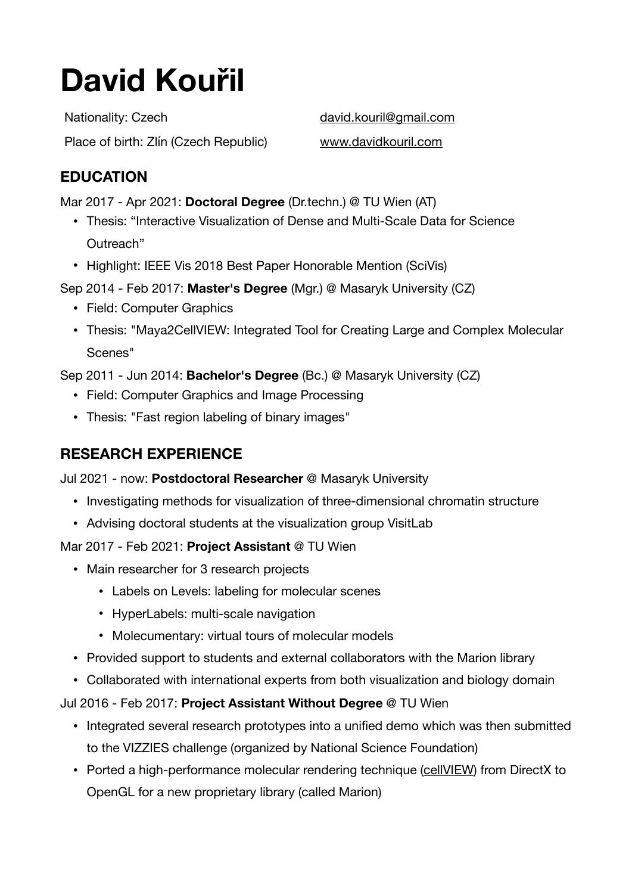# David Kouřil

Nationality: Czech

Place of birth: Zlín (Czech Republic)

david.kouril@gmail.com

www.davidkouril.com

## EDUCATION

Mar 2017 - Apr 2021: **Doctoral Degree** (Dr.techn.) @ TU Wien (AT)

- Thesis: "Interactive Visualization of Dense and Multi-Scale Data for Science Outreach"
- Highlight: IEEE Vis 2018 Best Paper Honorable Mention (SciVis)

Sep 2014 - Feb 2017: **Master's Degree** (Mgr.) @ Masaryk University (CZ)

- Field: Computer Graphics
- Thesis: "Maya2CellVIEW: Integrated Tool for Creating Large and Complex Molecular Scenes"

Sep 2011 - Jun 2014: **Bachelor's Degree** (Bc.) @ Masaryk University (CZ)

- Field: Computer Graphics and Image Processing
- Thesis: "Fast region labeling of binary images"

## RESEARCH EXPERIENCE

Jul 2021 - now: **Postdoctoral Researcher** @ Masaryk University

- Investigating methods for visualization of three-dimensional chromatin structure
- Advising doctoral students at the visualization group VisitLab

Mar 2017 - Feb 2021: **Project Assistant** @ TU Wien

- Main researcher for 3 research projects
    - Labels on Levels: labeling for molecular scenes
    - HyperLabels: multi-scale navigation
    - Molecumentary: virtual tours of molecular models
- Provided support to students and external collaborators with the Marion library
- Collaborated with international experts from both visualization and biology domain

Jul 2016 - Feb 2017: **Project Assistant Without Degree** @ TU Wien

- Integrated several research prototypes into a unified demo which was then submitted to the VIZZIES challenge (organized by National Science Foundation)
- Ported a high-performance molecular rendering technique (cellVIEW) from DirectX to OpenGL for a new proprietary library (called Marion)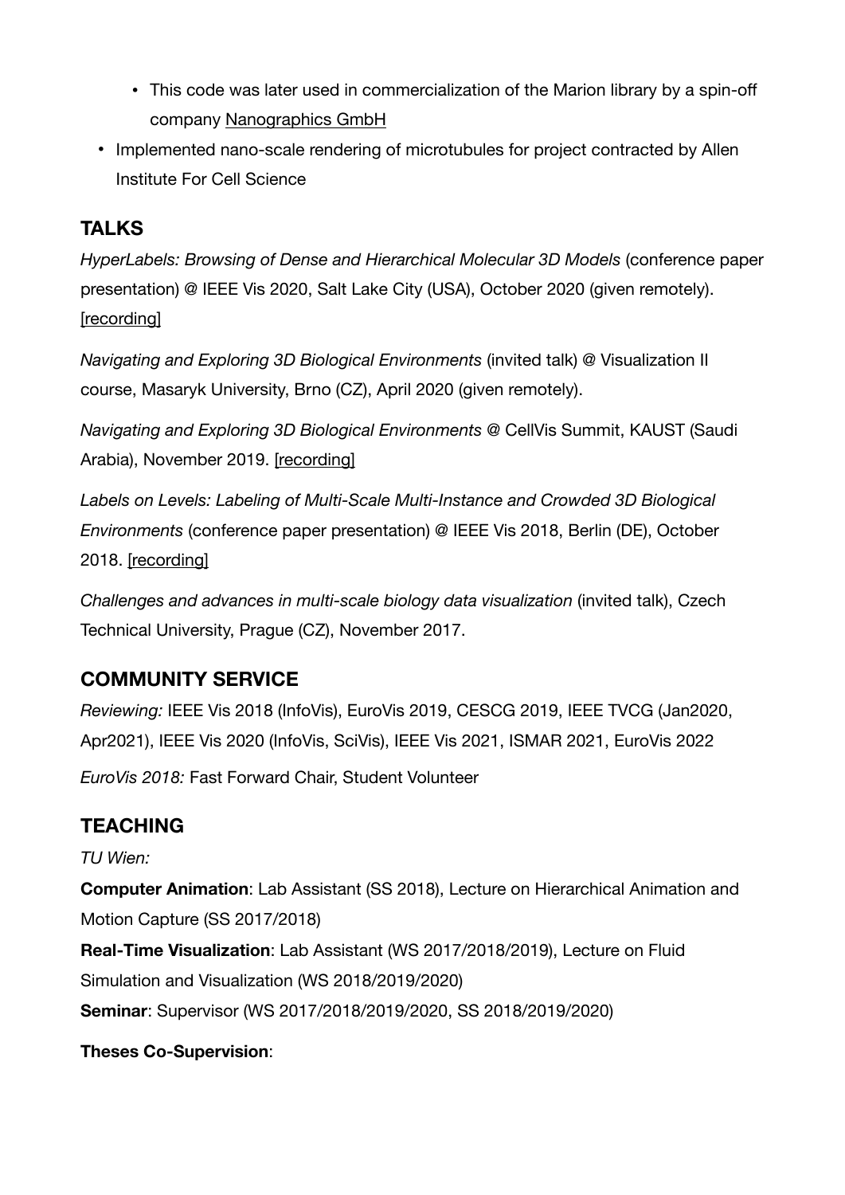- This code was later used in commercialization of the Marion library by a spin-off company Nanographics GmbH
- Implemented nano-scale rendering of microtubules for project contracted by Allen Institute For Cell Science

## TALKS

*HyperLabels: Browsing of Dense and Hierarchical Molecular 3D Models* (conference paper presentation) @ IEEE Vis 2020, Salt Lake City (USA), October 2020 (given remotely). [recording]

*Navigating and Exploring 3D Biological Environments* (invited talk) @ Visualization II course, Masaryk University, Brno (CZ), April 2020 (given remotely).

*Navigating and Exploring 3D Biological Environments* @ CellVis Summit, KAUST (Saudi Arabia), November 2019. [recording]

*Labels on Levels: Labeling of Multi-Scale Multi-Instance and Crowded 3D Biological Environments* (conference paper presentation) @ IEEE Vis 2018, Berlin (DE), October 2018. [recording]

*Challenges and advances in multi-scale biology data visualization* (invited talk), Czech Technical University, Prague (CZ), November 2017.

## COMMUNITY SERVICE

*Reviewing:* IEEE Vis 2018 (InfoVis), EuroVis 2019, CESCG 2019, IEEE TVCG (Jan2020, Apr2021), IEEE Vis 2020 (InfoVis, SciVis), IEEE Vis 2021, ISMAR 2021, EuroVis 2022

*EuroVis 2018:* Fast Forward Chair, Student Volunteer

## TEACHING

*TU Wien:*

**Computer Animation**: Lab Assistant (SS 2018), Lecture on Hierarchical Animation and Motion Capture (SS 2017/2018)

**Real-Time Visualization**: Lab Assistant (WS 2017/2018/2019), Lecture on Fluid Simulation and Visualization (WS 2018/2019/2020)

**Seminar**: Supervisor (WS 2017/2018/2019/2020, SS 2018/2019/2020)

**Theses Co-Supervision**: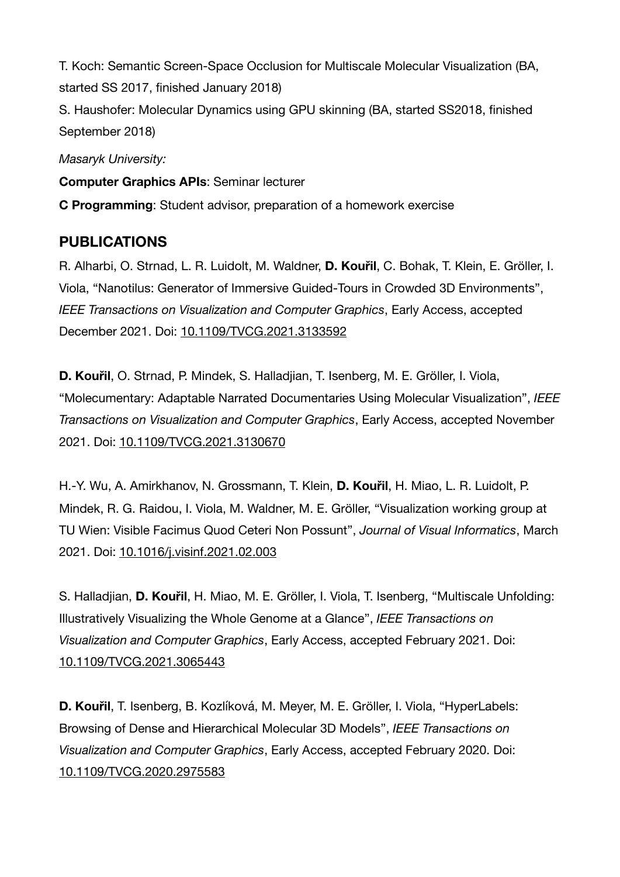T. Koch: Semantic Screen-Space Occlusion for Multiscale Molecular Visualization (BA, started SS 2017, finished January 2018)

S. Haushofer: Molecular Dynamics using GPU skinning (BA, started SS2018, finished September 2018)

*Masaryk University:*

**Computer Graphics APIs**: Seminar lecturer

**C Programming**: Student advisor, preparation of a homework exercise

## PUBLICATIONS

R. Alharbi, O. Strnad, L. R. Luidolt, M. Waldner, **D. Kouřil**, C. Bohak, T. Klein, E. Gröller, I. Viola, "Nanotilus: Generator of Immersive Guided-Tours in Crowded 3D Environments", *IEEE Transactions on Visualization and Computer Graphics*, Early Access, accepted December 2021. Doi: 10.1109/TVCG.2021.3133592

**D. Kouřil**, O. Strnad, P. Mindek, S. Halladjian, T. Isenberg, M. E. Gröller, I. Viola, "Molecumentary: Adaptable Narrated Documentaries Using Molecular Visualization", *IEEE Transactions on Visualization and Computer Graphics*, Early Access, accepted November 2021. Doi: 10.1109/TVCG.2021.3130670

H.-Y. Wu, A. Amirkhanov, N. Grossmann, T. Klein, **D. Kouřil**, H. Miao, L. R. Luidolt, P. Mindek, R. G. Raidou, I. Viola, M. Waldner, M. E. Gröller, "Visualization working group at TU Wien: Visible Facimus Quod Ceteri Non Possunt", *Journal of Visual Informatics*, March 2021. Doi: 10.1016/j.visinf.2021.02.003

S. Halladjian, **D. Kouřil**, H. Miao, M. E. Gröller, I. Viola, T. Isenberg, "Multiscale Unfolding: Illustratively Visualizing the Whole Genome at a Glance", *IEEE Transactions on Visualization and Computer Graphics*, Early Access, accepted February 2021. Doi: 10.1109/TVCG.2021.3065443

**D. Kouřil**, T. Isenberg, B. Kozlíková, M. Meyer, M. E. Gröller, I. Viola, "HyperLabels: Browsing of Dense and Hierarchical Molecular 3D Models", *IEEE Transactions on Visualization and Computer Graphics*, Early Access, accepted February 2020. Doi: 10.1109/TVCG.2020.2975583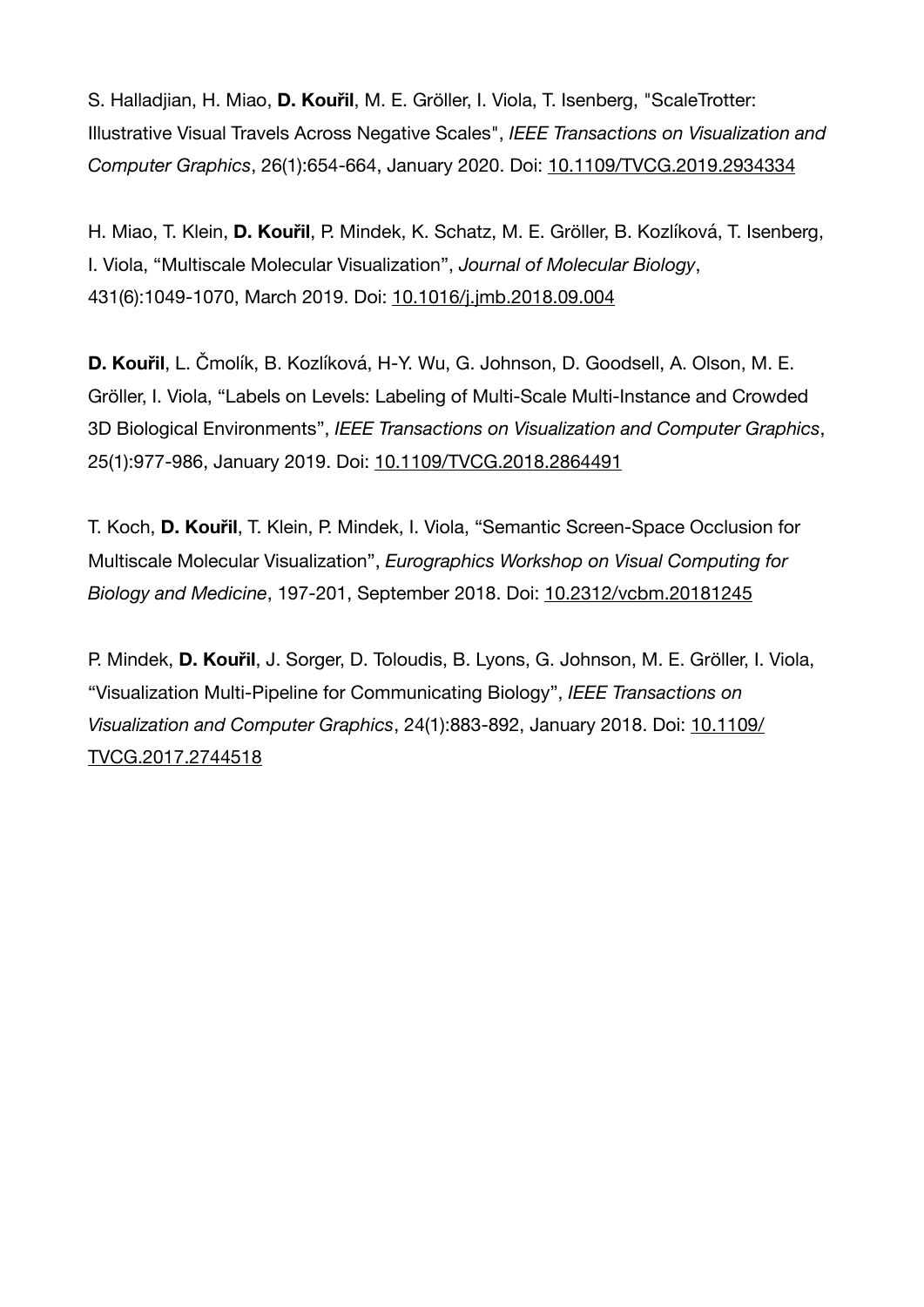S. Halladjian, H. Miao, **D. Kouřil**, M. E. Gröller, I. Viola, T. Isenberg, "ScaleTrotter: Illustrative Visual Travels Across Negative Scales", *IEEE Transactions on Visualization and Computer Graphics*, 26(1):654-664, January 2020. Doi: 10.1109/TVCG.2019.2934334

H. Miao, T. Klein, **D. Kouřil**, P. Mindek, K. Schatz, M. E. Gröller, B. Kozlíková, T. Isenberg, I. Viola, "Multiscale Molecular Visualization", *Journal of Molecular Biology*, 431(6):1049-1070, March 2019. Doi: 10.1016/j.jmb.2018.09.004

**D. Kouřil**, L. Čmolík, B. Kozlíková, H-Y. Wu, G. Johnson, D. Goodsell, A. Olson, M. E. Gröller, I. Viola, "Labels on Levels: Labeling of Multi-Scale Multi-Instance and Crowded 3D Biological Environments", *IEEE Transactions on Visualization and Computer Graphics*, 25(1):977-986, January 2019. Doi: 10.1109/TVCG.2018.2864491

T. Koch, **D. Kouřil**, T. Klein, P. Mindek, I. Viola, "Semantic Screen-Space Occlusion for Multiscale Molecular Visualization", *Eurographics Workshop on Visual Computing for Biology and Medicine*, 197-201, September 2018. Doi: 10.2312/vcbm.20181245

P. Mindek, **D. Kouřil**, J. Sorger, D. Toloudis, B. Lyons, G. Johnson, M. E. Gröller, I. Viola, "Visualization Multi-Pipeline for Communicating Biology", *IEEE Transactions on Visualization and Computer Graphics*, 24(1):883-892, January 2018. Doi: 10.1109/TVCG.2017.2744518